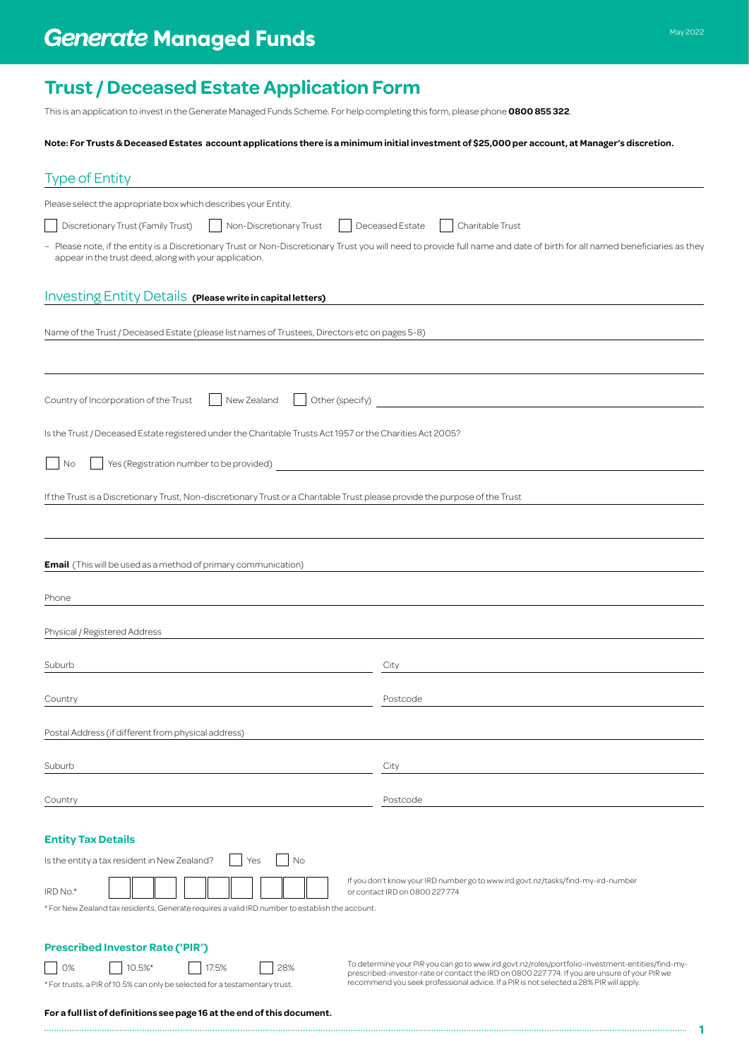# Generate Managed Funds

May 2022

## Trust / Deceased Estate Application Form

This is an application to invest in the Generate Managed Funds Scheme. For help completing this form, please phone **0800 855 322**.

**Note: For Trusts & Deceased Estates account applications there is a minimum initial investment of $25,000 per account, at Manager's discretion.**

### Type of Entity

Please select the appropriate box which describes your Entity.

☐ Discretionary Trust (Family Trust) ☐ Non-Discretionary Trust ☐ Deceased Estate ☐ Charitable Trust

- Please note, if the entity is a Discretionary Trust or Non-Discretionary Trust you will need to provide full name and date of birth for all named beneficiaries as they appear in the trust deed, along with your application.

### Investing Entity Details **(Please write in capital letters)**

Name of the Trust / Deceased Estate (please list names of Trustees, Directors etc on pages 5-8)

Country of Incorporation of the Trust ☐ New Zealand ☐ Other (specify)

Is the Trust / Deceased Estate registered under the Charitable Trusts Act 1957 or the Charities Act 2005?

☐ No ☐ Yes (Registration number to be provided)

If the Trust is a Discretionary Trust, Non-discretionary Trust or a Charitable Trust please provide the purpose of the Trust

**Email** (This will be used as a method of primary communication)

Phone

Physical / Registered Address

Suburb

City

Country

Postcode

Postal Address (if different from physical address)

Suburb

City

Country

Postcode

#### Entity Tax Details

Is the entity a tax resident in New Zealand? ☐ Yes ☐ No

IRD No.*

If you don't know your IRD number go to www.ird.govt.nz/tasks/find-my-ird-number or contact IRD on 0800 227 774

* For New Zealand tax residents, Generate requires a valid IRD number to establish the account.

#### Prescribed Investor Rate ('PIR')

☐ 0% ☐ 10.5%* ☐ 17.5% ☐ 28%

* For trusts, a PIR of 10.5% can only be selected for a testamentary trust.

To determine your PIR you can go to www.ird.govt.nz/roles/portfolio-investment-entities/find-my-prescribed-investor-rate or contact the IRD on 0800 227 774. If you are unsure of your PIR we recommend you seek professional advice. If a PIR is not selected a 28% PIR will apply.

**For a full list of definitions see page 16 at the end of this document.**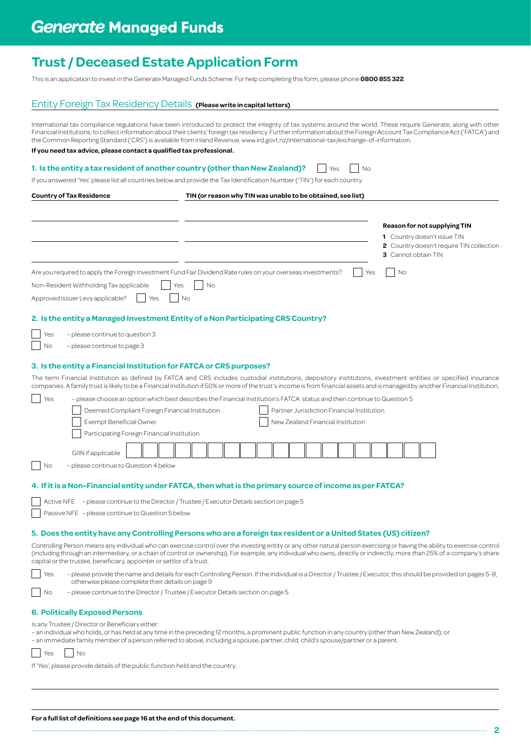# Generate Managed Funds

## Trust / Deceased Estate Application Form

This is an application to invest in the Generate Managed Funds Scheme. For help completing this form, please phone **0800 855 322**.

### Entity Foreign Tax Residency Details **(Please write in capital letters)**

International tax compliance regulations have been introduced to protect the integrity of tax systems around the world. These require Generate, along with other Financial Institutions, to collect information about their clients' foreign tax residency. Further information about the Foreign Account Tax Compliance Act ('FATCA') and the Common Reporting Standard ('CRS') is available from Inland Revenue, www.ird.govt.nz/international-tax/exchange-of-information.

**If you need tax advice, please contact a qualified tax professional.**

#### 1. Is the entity a tax resident of another country (other than New Zealand)?

☐ Yes ☐ No

If you answered 'Yes' please list all countries below and provide the Tax Identification Number ('TIN') for each country.

| Country of Tax Residence | TIN (or reason why TIN was unable to be obtained, see list) |
|---|---|
| | |
| | |
| | |

**Reason for not supplying TIN**

**1** Country doesn't issue TIN
**2** Country doesn't require TIN collection
**3** Cannot obtain TIN

Are you required to apply the Foreign Investment Fund Fair Dividend Rate rules on your overseas investments? ☐ Yes ☐ No

Non-Resident Withholding Tax applicable ☐ Yes ☐ No

Approved Issuer Levy applicable? ☐ Yes ☐ No

#### 2. Is the entity a Managed Investment Entity of a Non Participating CRS Country?

☐ Yes – please continue to question 3

☐ No – please continue to page 3

#### 3. Is the entity a Financial Institution for FATCA or CRS purposes?

The term Financial Institution as defined by FATCA and CRS includes custodial institutions, depository institutions, investment entities or specified insurance companies. A family trust is likely to be a Financial Institution if 50% or more of the trust's income is from financial assets and is managed by another Financial Institution.

☐ Yes – please choose an option which best describes the Financial Institution's FATCA status and then continue to Question 5

- ☐ Deemed Compliant Foreign Financial Institution
- ☐ Partner Jurisdiction Financial Institution
- ☐ Exempt Beneficial Owner
- ☐ New Zealand Financial Institution
- ☐ Participating Foreign Financial Institution

GIIN if applicable ☐☐☐☐☐☐☐☐☐☐☐☐☐☐☐☐☐☐☐

☐ No – please continue to Question 4 below

#### 4. If it is a Non-Financial entity under FATCA, then what is the primary source of income as per FATCA?

☐ Active NFE – please continue to the Director / Trustee / Executor Details section on page 5

☐ Passive NFE – please continue to Question 5 below

#### 5. Does the entity have any Controlling Persons who are a foreign tax resident or a United States (US) citizen?

Controlling Person means any individual who can exercise control over the investing entity or any other natural person exercising or having the ability to exercise control (including through an intermediary, or a chain of control or ownership). For example, any individual who owns, directly or indirectly, more than 25% of a company's share capital or the trustee, beneficiary, appointer or settlor of a trust.

☐ Yes – please provide the name and details for each Controlling Person. If the individual is a Director / Trustee / Executor, this should be provided on pages 5-8, otherwise please complete their details on page 9

☐ No – please continue to the Director / Trustee / Executor Details section on page 5

#### 6. Politically Exposed Persons

Is any Trustee / Director or Beneficiary either:

- an individual who holds, or has held at any time in the preceding 12 months, a prominent public function in any country (other than New Zealand); or
- an immediate family member of a person referred to above, including a spouse, partner, child, child's spouse/partner or a parent.

☐ Yes ☐ No

If 'Yes', please provide details of the public function held and the country:

**For a full list of definitions see page 16 at the end of this document.**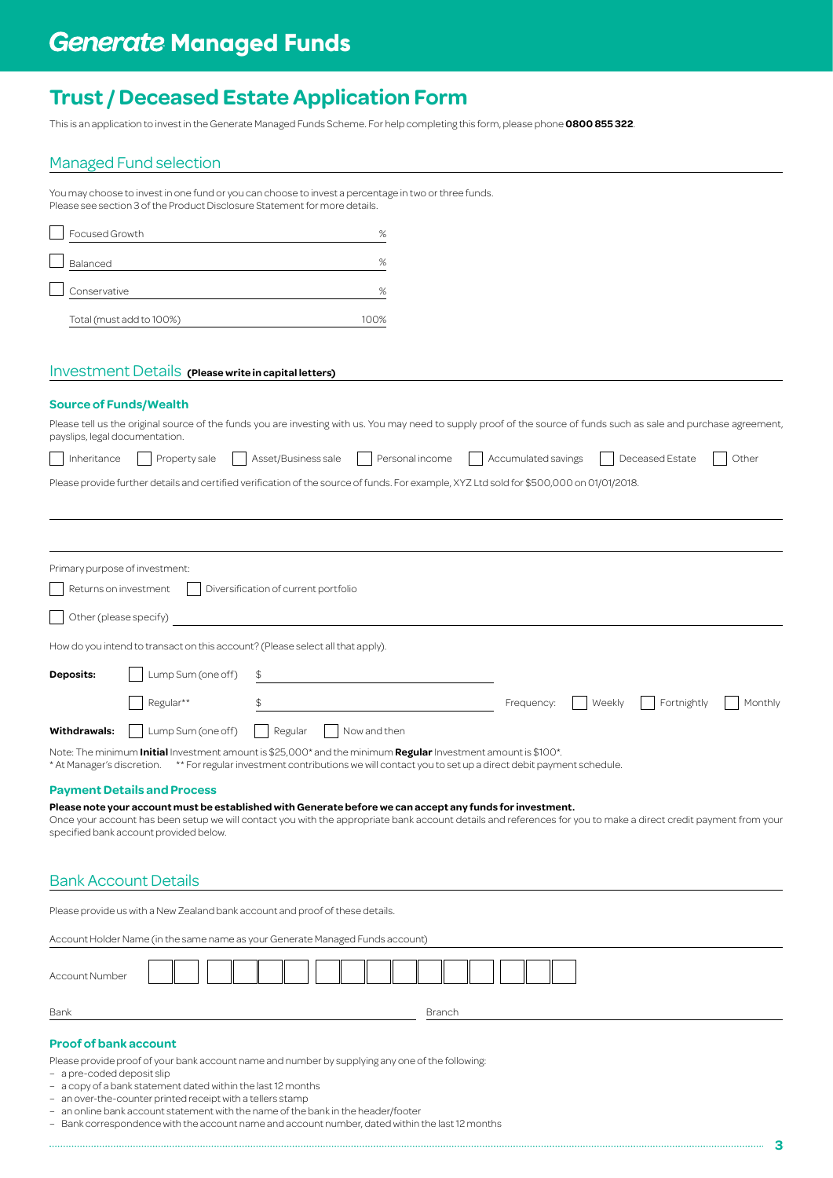# Generate Managed Funds

## Trust / Deceased Estate Application Form

This is an application to invest in the Generate Managed Funds Scheme. For help completing this form, please phone **0800 855 322**.

## Managed Fund selection

You may choose to invest in one fund or you can choose to invest a percentage in two or three funds.
Please see section 3 of the Product Disclosure Statement for more details.

| Fund | % |
|---|---|
| ☐ Focused Growth | % |
| ☐ Balanced | % |
| ☐ Conservative | % |
| Total (must add to 100%) | 100% |

## Investment Details **(Please write in capital letters)**

### Source of Funds/Wealth

Please tell us the original source of the funds you are investing with us. You may need to supply proof of the source of funds such as sale and purchase agreement, payslips, legal documentation.

☐ Inheritance ☐ Property sale ☐ Asset/Business sale ☐ Personal income ☐ Accumulated savings ☐ Deceased Estate ☐ Other

Please provide further details and certified verification of the source of funds. For example, XYZ Ltd sold for $500,000 on 01/01/2018.

______________________________________________

______________________________________________

Primary purpose of investment:

☐ Returns on investment ☐ Diversification of current portfolio

☐ Other (please specify) ______________________________

How do you intend to transact on this account? (Please select all that apply).

**Deposits:** ☐ Lump Sum (one off) $ ______________

☐ Regular** $ ______________ Frequency: ☐ Weekly ☐ Fortnightly ☐ Monthly

**Withdrawals:** ☐ Lump Sum (one off) ☐ Regular ☐ Now and then

Note: The minimum **Initial** Investment amount is $25,000* and the minimum **Regular** Investment amount is $100*.
* At Manager's discretion. ** For regular investment contributions we will contact you to set up a direct debit payment schedule.

### Payment Details and Process

**Please note your account must be established with Generate before we can accept any funds for investment.**
Once your account has been setup we will contact you with the appropriate bank account details and references for you to make a direct credit payment from your specified bank account provided below.

## Bank Account Details

Please provide us with a New Zealand bank account and proof of these details.

Account Holder Name (in the same name as your Generate Managed Funds account) ______________________________

Account Number ☐☐ ☐☐☐☐ ☐☐☐☐☐☐☐ ☐☐☐

Bank ______________________ Branch ______________________

### Proof of bank account

Please provide proof of your bank account name and number by supplying any one of the following:

- a pre-coded deposit slip
- a copy of a bank statement dated within the last 12 months
- an over-the-counter printed receipt with a tellers stamp
- an online bank account statement with the name of the bank in the header/footer
- Bank correspondence with the account name and account number, dated within the last 12 months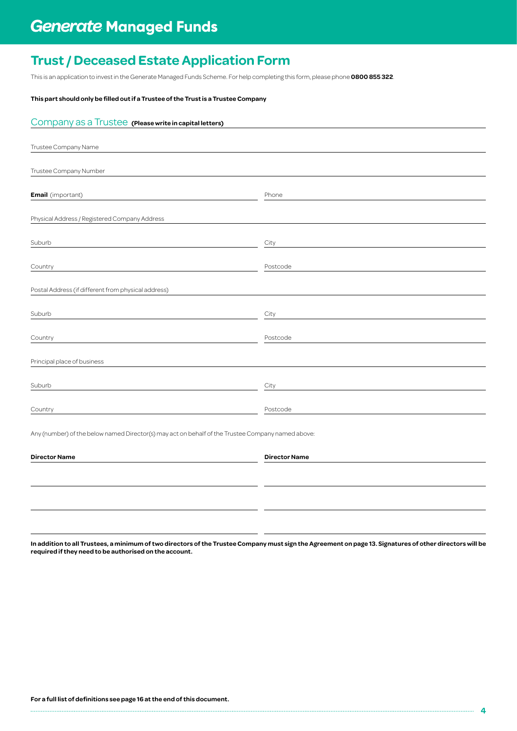# Generate Managed Funds

## Trust / Deceased Estate Application Form

This is an application to invest in the Generate Managed Funds Scheme. For help completing this form, please phone **0800 855 322**.

**This part should only be filled out if a Trustee of the Trust is a Trustee Company**

### Company as a Trustee **(Please write in capital letters)**

Trustee Company Name

Trustee Company Number

**Email** (important) | Phone

Physical Address / Registered Company Address

Suburb | City

Country | Postcode

Postal Address (if different from physical address)

Suburb | City

Country | Postcode

Principal place of business

Suburb | City

Country | Postcode

Any (number) of the below named Director(s) may act on behalf of the Trustee Company named above:

| **Director Name** | **Director Name** |
| --- | --- |
| | |
| | |
| | |

**In addition to all Trustees, a minimum of two directors of the Trustee Company must sign the Agreement on page 13. Signatures of other directors will be required if they need to be authorised on the account.**

**For a full list of definitions see page 16 at the end of this document.**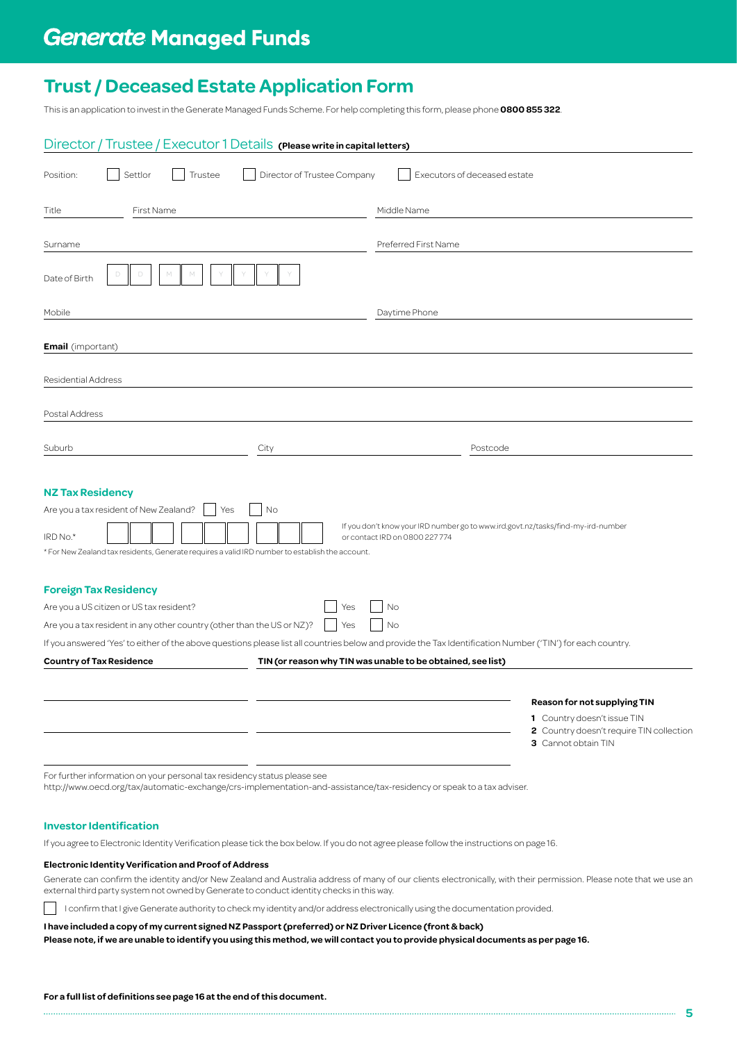# Generate Managed Funds

## Trust / Deceased Estate Application Form

This is an application to invest in the Generate Managed Funds Scheme. For help completing this form, please phone **0800 855 322**.

### Director / Trustee / Executor 1 Details **(Please write in capital letters)**

Position: ☐ Settlor ☐ Trustee ☐ Director of Trustee Company ☐ Executors of deceased estate

Title ______ First Name ______ Middle Name ______

Surname ______ Preferred First Name ______

Date of Birth D D / M M / Y Y Y Y

Mobile ______ Daytime Phone ______

**Email** (important) ______

Residential Address ______

Postal Address ______

Suburb ______ City ______ Postcode ______

#### NZ Tax Residency

Are you a tax resident of New Zealand? ☐ Yes ☐ No

IRD No.* ______

If you don't know your IRD number go to www.ird.govt.nz/tasks/find-my-ird-number or contact IRD on 0800 227 774

* For New Zealand tax residents, Generate requires a valid IRD number to establish the account.

#### Foreign Tax Residency

Are you a US citizen or US tax resident? ☐ Yes ☐ No

Are you a tax resident in any other country (other than the US or NZ)? ☐ Yes ☐ No

If you answered 'Yes' to either of the above questions please list all countries below and provide the Tax Identification Number ('TIN') for each country.

| Country of Tax Residence | TIN (or reason why TIN was unable to be obtained, see list) |
|---|---|
| | |
| | |
| | |

**Reason for not supplying TIN**

1. Country doesn't issue TIN
2. Country doesn't require TIN collection
3. Cannot obtain TIN

For further information on your personal tax residency status please see http://www.oecd.org/tax/automatic-exchange/crs-implementation-and-assistance/tax-residency or speak to a tax adviser.

#### Investor Identification

If you agree to Electronic Identity Verification please tick the box below. If you do not agree please follow the instructions on page 16.

**Electronic Identity Verification and Proof of Address**

Generate can confirm the identity and/or New Zealand and Australia address of many of our clients electronically, with their permission. Please note that we use an external third party system not owned by Generate to conduct identity checks in this way.

☐ I confirm that I give Generate authority to check my identity and/or address electronically using the documentation provided.

**I have included a copy of my current signed NZ Passport (preferred) or NZ Driver Licence (front & back)**
**Please note, if we are unable to identify you using this method, we will contact you to provide physical documents as per page 16.**

**For a full list of definitions see page 16 at the end of this document.**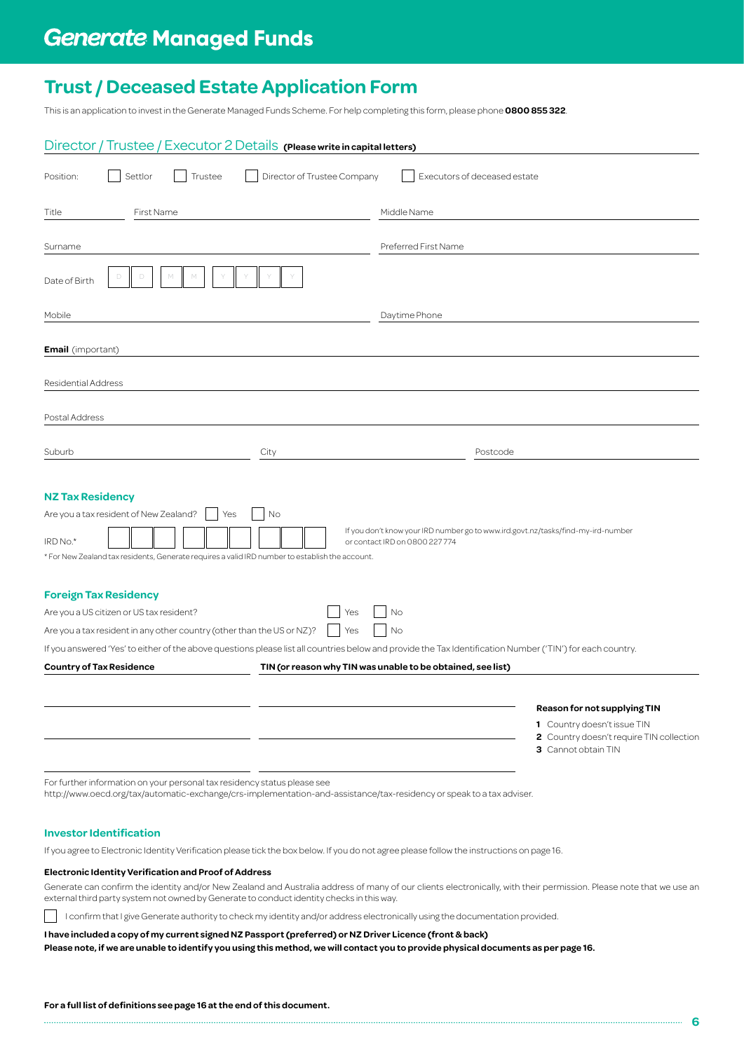# Generate Managed Funds

## Trust / Deceased Estate Application Form

This is an application to invest in the Generate Managed Funds Scheme. For help completing this form, please phone **0800 855 322**.

### Director / Trustee / Executor 2 Details **(Please write in capital letters)**

Position: ☐ Settlor ☐ Trustee ☐ Director of Trustee Company ☐ Executors of deceased estate

Title ______ First Name ______________________ Middle Name ______________________

Surname ______________________ Preferred First Name ______________________

Date of Birth D D / M M / Y Y Y Y

Mobile ______________________ Daytime Phone ______________________

**Email** (important) ______________________

Residential Address ______________________

Postal Address ______________________

Suburb ______________ City ______________ Postcode ______________

#### NZ Tax Residency

Are you a tax resident of New Zealand? ☐ Yes ☐ No

IRD No.* ☐☐☐ ☐☐☐ ☐☐☐

If you don't know your IRD number go to www.ird.govt.nz/tasks/find-my-ird-number or contact IRD on 0800 227 774

* For New Zealand tax residents, Generate requires a valid IRD number to establish the account.

#### Foreign Tax Residency

Are you a US citizen or US tax resident? ☐ Yes ☐ No

Are you a tax resident in any other country (other than the US or NZ)? ☐ Yes ☐ No

If you answered 'Yes' to either of the above questions please list all countries below and provide the Tax Identification Number ('TIN') for each country.

| Country of Tax Residence | TIN (or reason why TIN was unable to be obtained, see list) |
| --- | --- |
| | |
| | |
| | |

**Reason for not supplying TIN**

1. Country doesn't issue TIN
2. Country doesn't require TIN collection
3. Cannot obtain TIN

For further information on your personal tax residency status please see http://www.oecd.org/tax/automatic-exchange/crs-implementation-and-assistance/tax-residency or speak to a tax adviser.

#### Investor Identification

If you agree to Electronic Identity Verification please tick the box below. If you do not agree please follow the instructions on page 16.

**Electronic Identity Verification and Proof of Address**

Generate can confirm the identity and/or New Zealand and Australia address of many of our clients electronically, with their permission. Please note that we use an external third party system not owned by Generate to conduct identity checks in this way.

☐ I confirm that I give Generate authority to check my identity and/or address electronically using the documentation provided.

**I have included a copy of my current signed NZ Passport (preferred) or NZ Driver Licence (front & back)**
**Please note, if we are unable to identify you using this method, we will contact you to provide physical documents as per page 16.**

**For a full list of definitions see page 16 at the end of this document.**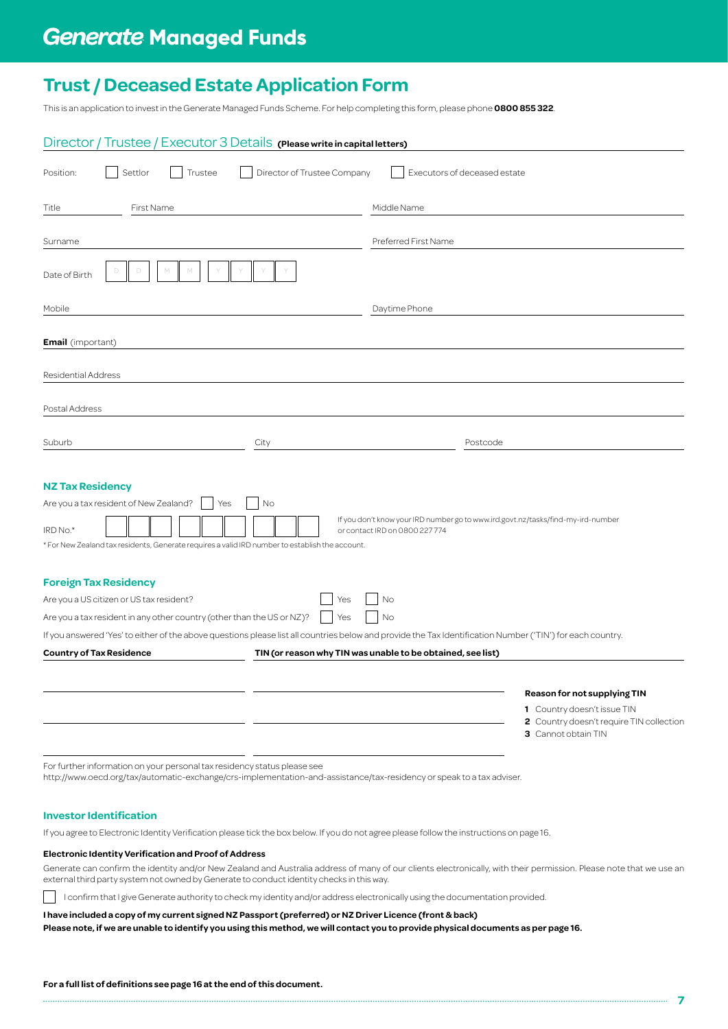# Generate Managed Funds

## Trust / Deceased Estate Application Form

This is an application to invest in the Generate Managed Funds Scheme. For help completing this form, please phone **0800 855 322**.

### Director / Trustee / Executor 3 Details **(Please write in capital letters)**

Position: ☐ Settlor ☐ Trustee ☐ Director of Trustee Company ☐ Executors of deceased estate

Title ______ First Name ______ Middle Name ______

Surname ______ Preferred First Name ______

Date of Birth D D / M M / Y Y Y Y

Mobile ______ Daytime Phone ______

**Email** (important) ______

Residential Address ______

Postal Address ______

Suburb ______ City ______ Postcode ______

#### NZ Tax Residency

Are you a tax resident of New Zealand? ☐ Yes ☐ No

IRD No.* ______

If you don't know your IRD number go to www.ird.govt.nz/tasks/find-my-ird-number or contact IRD on 0800 227 774

\* For New Zealand tax residents, Generate requires a valid IRD number to establish the account.

#### Foreign Tax Residency

Are you a US citizen or US tax resident? ☐ Yes ☐ No

Are you a tax resident in any other country (other than the US or NZ)? ☐ Yes ☐ No

If you answered 'Yes' to either of the above questions please list all countries below and provide the Tax Identification Number ('TIN') for each country.

| Country of Tax Residence | TIN (or reason why TIN was unable to be obtained, see list) |
|---|---|
| | |
| | |
| | |

**Reason for not supplying TIN**

1. Country doesn't issue TIN
2. Country doesn't require TIN collection
3. Cannot obtain TIN

For further information on your personal tax residency status please see http://www.oecd.org/tax/automatic-exchange/crs-implementation-and-assistance/tax-residency or speak to a tax adviser.

#### Investor Identification

If you agree to Electronic Identity Verification please tick the box below. If you do not agree please follow the instructions on page 16.

**Electronic Identity Verification and Proof of Address**

Generate can confirm the identity and/or New Zealand and Australia address of many of our clients electronically, with their permission. Please note that we use an external third party system not owned by Generate to conduct identity checks in this way.

☐ I confirm that I give Generate authority to check my identity and/or address electronically using the documentation provided.

**I have included a copy of my current signed NZ Passport (preferred) or NZ Driver Licence (front & back)**
**Please note, if we are unable to identify you using this method, we will contact you to provide physical documents as per page 16.**

**For a full list of definitions see page 16 at the end of this document.**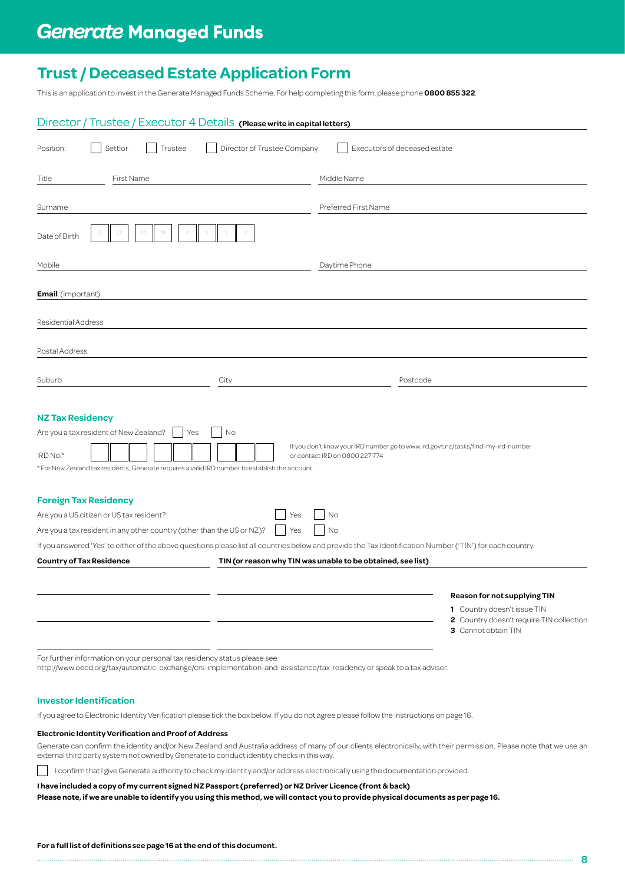# Generate Managed Funds

## Trust / Deceased Estate Application Form

This is an application to invest in the Generate Managed Funds Scheme. For help completing this form, please phone **0800 855 322**.

### Director / Trustee / Executor 4 Details **(Please write in capital letters)**

Position: ☐ Settlor ☐ Trustee ☐ Director of Trustee Company ☐ Executors of deceased estate

Title ______ First Name ______________________ Middle Name ______________________

Surname ______________________ Preferred First Name ______________________

Date of Birth D D / M M / Y Y Y Y

Mobile ______________________ Daytime Phone ______________________

**Email** (important) ______________________

Residential Address ______________________

Postal Address ______________________

Suburb ______________ City ______________ Postcode ______________

#### NZ Tax Residency

Are you a tax resident of New Zealand? ☐ Yes ☐ No

IRD No.* ☐☐☐ ☐☐☐ ☐☐☐

If you don't know your IRD number go to www.ird.govt.nz/tasks/find-my-ird-number or contact IRD on 0800 227 774

* For New Zealand tax residents, Generate requires a valid IRD number to establish the account.

#### Foreign Tax Residency

Are you a US citizen or US tax resident? ☐ Yes ☐ No

Are you a tax resident in any other country (other than the US or NZ)? ☐ Yes ☐ No

If you answered 'Yes' to either of the above questions please list all countries below and provide the Tax Identification Number ('TIN') for each country.

| Country of Tax Residence | TIN (or reason why TIN was unable to be obtained, see list) |
|---|---|
| | |
| | |
| | |

**Reason for not supplying TIN**

1. Country doesn't issue TIN
2. Country doesn't require TIN collection
3. Cannot obtain TIN

For further information on your personal tax residency status please see http://www.oecd.org/tax/automatic-exchange/crs-implementation-and-assistance/tax-residency or speak to a tax adviser.

#### Investor Identification

If you agree to Electronic Identity Verification please tick the box below. If you do not agree please follow the instructions on page 16.

**Electronic Identity Verification and Proof of Address**

Generate can confirm the identity and/or New Zealand and Australia address of many of our clients electronically, with their permission. Please note that we use an external third party system not owned by Generate to conduct identity checks in this way.

☐ I confirm that I give Generate authority to check my identity and/or address electronically using the documentation provided.

**I have included a copy of my current signed NZ Passport (preferred) or NZ Driver Licence (front & back)**
**Please note, if we are unable to identify you using this method, we will contact you to provide physical documents as per page 16.**

**For a full list of definitions see page 16 at the end of this document.**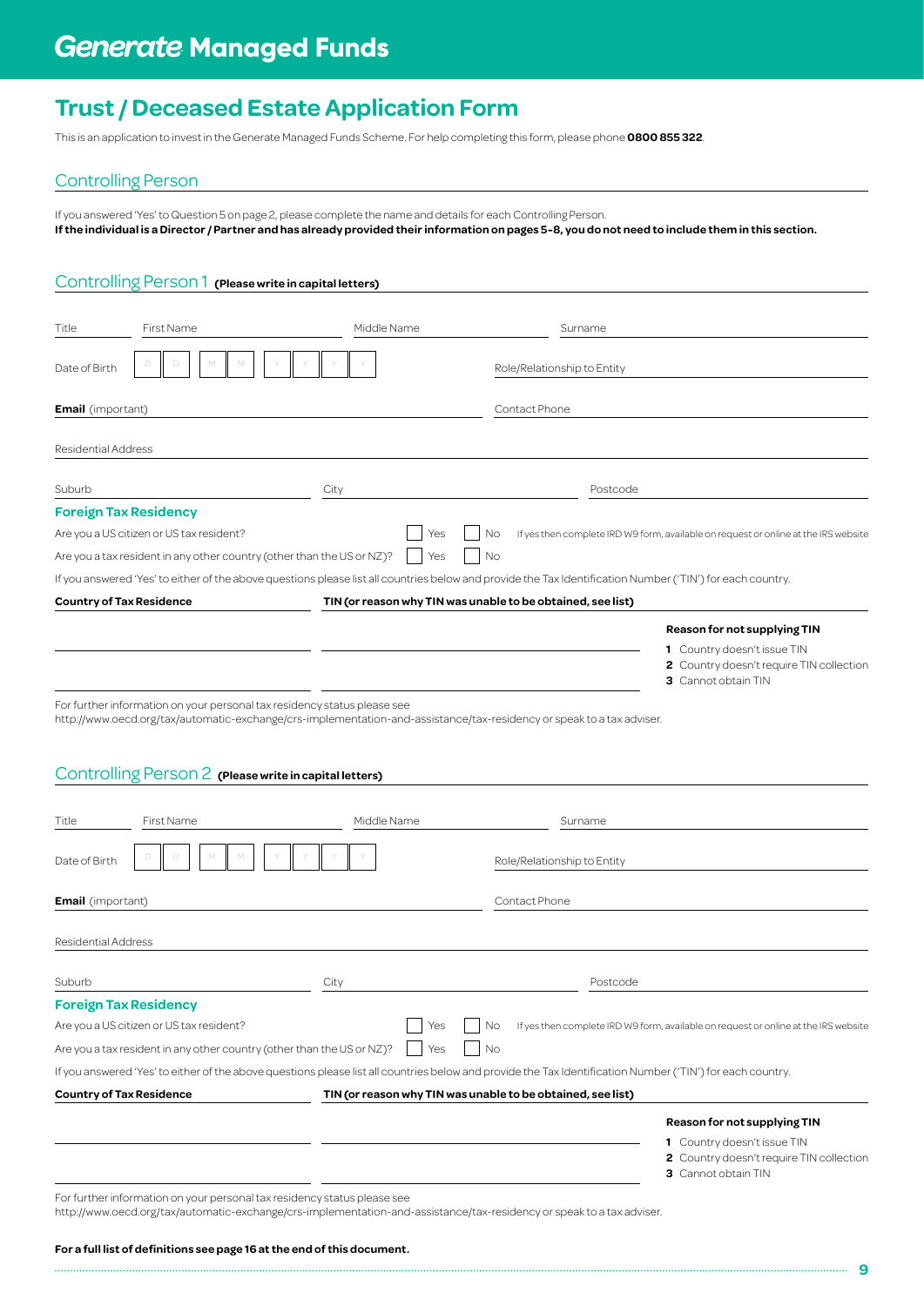# Generate Managed Funds

## Trust / Deceased Estate Application Form

This is an application to invest in the Generate Managed Funds Scheme. For help completing this form, please phone **0800 855 322**.

## Controlling Person

If you answered 'Yes' to Question 5 on page 2, please complete the name and details for each Controlling Person.
**If the individual is a Director / Partner and has already provided their information on pages 5-8, you do not need to include them in this section.**

## Controlling Person 1 **(Please write in capital letters)**

Title ______ First Name ______ Middle Name ______ Surname ______

Date of Birth D D / M M / Y Y Y Y Role/Relationship to Entity ______

**Email** (important) ______ Contact Phone ______

Residential Address ______

Suburb ______ City ______ Postcode ______

### Foreign Tax Residency

Are you a US citizen or US tax resident? ☐ Yes ☐ No If yes then complete IRD W9 form, available on request or online at the IRS website

Are you a tax resident in any other country (other than the US or NZ)? ☐ Yes ☐ No

If you answered 'Yes' to either of the above questions please list all countries below and provide the Tax Identification Number ('TIN') for each country.

| Country of Tax Residence | TIN (or reason why TIN was unable to be obtained, see list) |
|---|---|
| | |
| | |

**Reason for not supplying TIN**

**1** Country doesn't issue TIN
**2** Country doesn't require TIN collection
**3** Cannot obtain TIN

For further information on your personal tax residency status please see http://www.oecd.org/tax/automatic-exchange/crs-implementation-and-assistance/tax-residency or speak to a tax adviser.

## Controlling Person 2 **(Please write in capital letters)**

Title ______ First Name ______ Middle Name ______ Surname ______

Date of Birth D D / M M / Y Y Y Y Role/Relationship to Entity ______

**Email** (important) ______ Contact Phone ______

Residential Address ______

Suburb ______ City ______ Postcode ______

### Foreign Tax Residency

Are you a US citizen or US tax resident? ☐ Yes ☐ No If yes then complete IRD W9 form, available on request or online at the IRS website

Are you a tax resident in any other country (other than the US or NZ)? ☐ Yes ☐ No

If you answered 'Yes' to either of the above questions please list all countries below and provide the Tax Identification Number ('TIN') for each country.

| Country of Tax Residence | TIN (or reason why TIN was unable to be obtained, see list) |
|---|---|
| | |
| | |

**Reason for not supplying TIN**

**1** Country doesn't issue TIN
**2** Country doesn't require TIN collection
**3** Cannot obtain TIN

For further information on your personal tax residency status please see http://www.oecd.org/tax/automatic-exchange/crs-implementation-and-assistance/tax-residency or speak to a tax adviser.

**For a full list of definitions see page 16 at the end of this document.**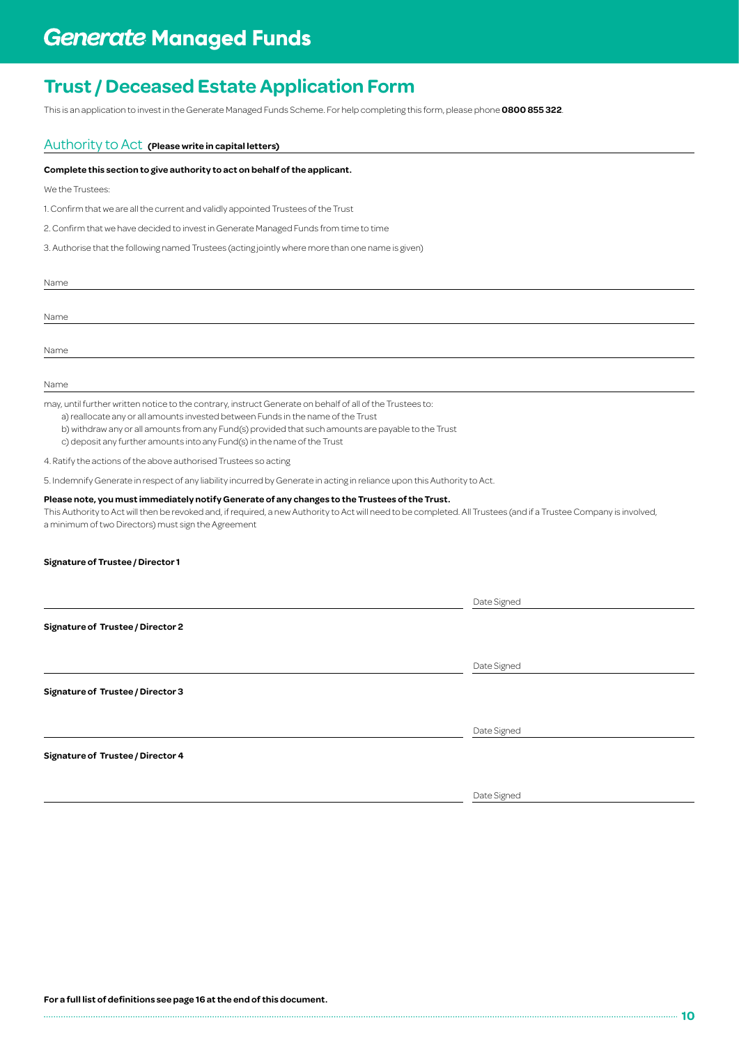# Generate Managed Funds

## Trust / Deceased Estate Application Form

This is an application to invest in the Generate Managed Funds Scheme. For help completing this form, please phone **0800 855 322**.

### Authority to Act **(Please write in capital letters)**

**Complete this section to give authority to act on behalf of the applicant.**

We the Trustees:

1. Confirm that we are all the current and validly appointed Trustees of the Trust

2. Confirm that we have decided to invest in Generate Managed Funds from time to time

3. Authorise that the following named Trustees (acting jointly where more than one name is given)

Name ______________________________

Name ______________________________

Name ______________________________

Name ______________________________

may, until further written notice to the contrary, instruct Generate on behalf of all of the Trustees to:

a) reallocate any or all amounts invested between Funds in the name of the Trust

b) withdraw any or all amounts from any Fund(s) provided that such amounts are payable to the Trust

c) deposit any further amounts into any Fund(s) in the name of the Trust

4. Ratify the actions of the above authorised Trustees so acting

5. Indemnify Generate in respect of any liability incurred by Generate in acting in reliance upon this Authority to Act.

**Please note, you must immediately notify Generate of any changes to the Trustees of the Trust.**
This Authority to Act will then be revoked and, if required, a new Authority to Act will need to be completed. All Trustees (and if a Trustee Company is involved, a minimum of two Directors) must sign the Agreement

**Signature of Trustee / Director 1**

______________________________ Date Signed ______________

**Signature of Trustee / Director 2**

______________________________ Date Signed ______________

**Signature of Trustee / Director 3**

______________________________ Date Signed ______________

**Signature of Trustee / Director 4**

______________________________ Date Signed ______________

**For a full list of definitions see page 16 at the end of this document.**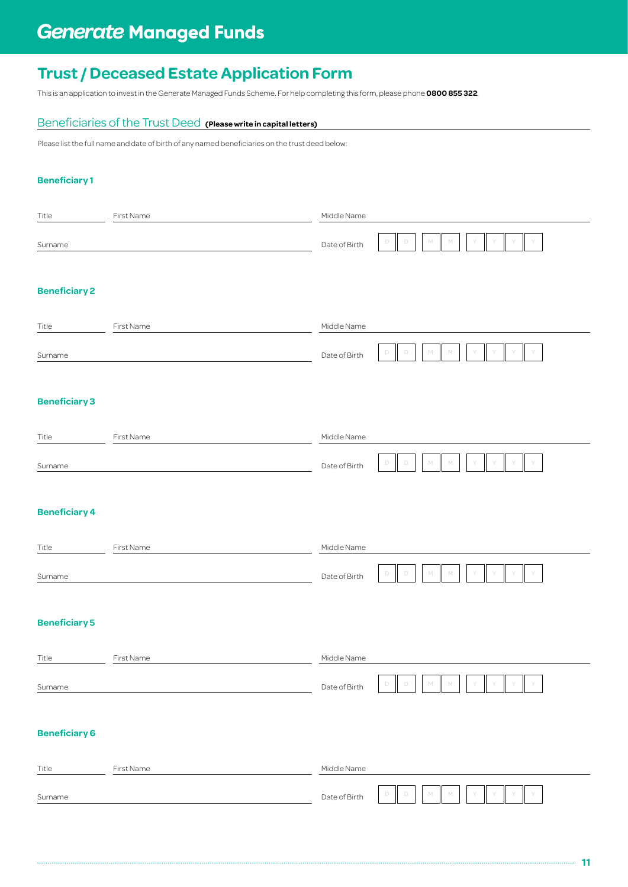# Generate Managed Funds

## Trust / Deceased Estate Application Form

This is an application to invest in the Generate Managed Funds Scheme. For help completing this form, please phone **0800 855 322**.

### Beneficiaries of the Trust Deed **(Please write in capital letters)**

Please list the full name and date of birth of any named beneficiaries on the trust deed below:

**Beneficiary 1**

Title ______ First Name ______________________ Middle Name ______________________

Surname ______________________ Date of Birth D D / M M / Y Y Y Y

**Beneficiary 2**

Title ______ First Name ______________________ Middle Name ______________________

Surname ______________________ Date of Birth D D / M M / Y Y Y Y

**Beneficiary 3**

Title ______ First Name ______________________ Middle Name ______________________

Surname ______________________ Date of Birth D D / M M / Y Y Y Y

**Beneficiary 4**

Title ______ First Name ______________________ Middle Name ______________________

Surname ______________________ Date of Birth D D / M M / Y Y Y Y

**Beneficiary 5**

Title ______ First Name ______________________ Middle Name ______________________

Surname ______________________ Date of Birth D D / M M / Y Y Y Y

**Beneficiary 6**

Title ______ First Name ______________________ Middle Name ______________________

Surname ______________________ Date of Birth D D / M M / Y Y Y Y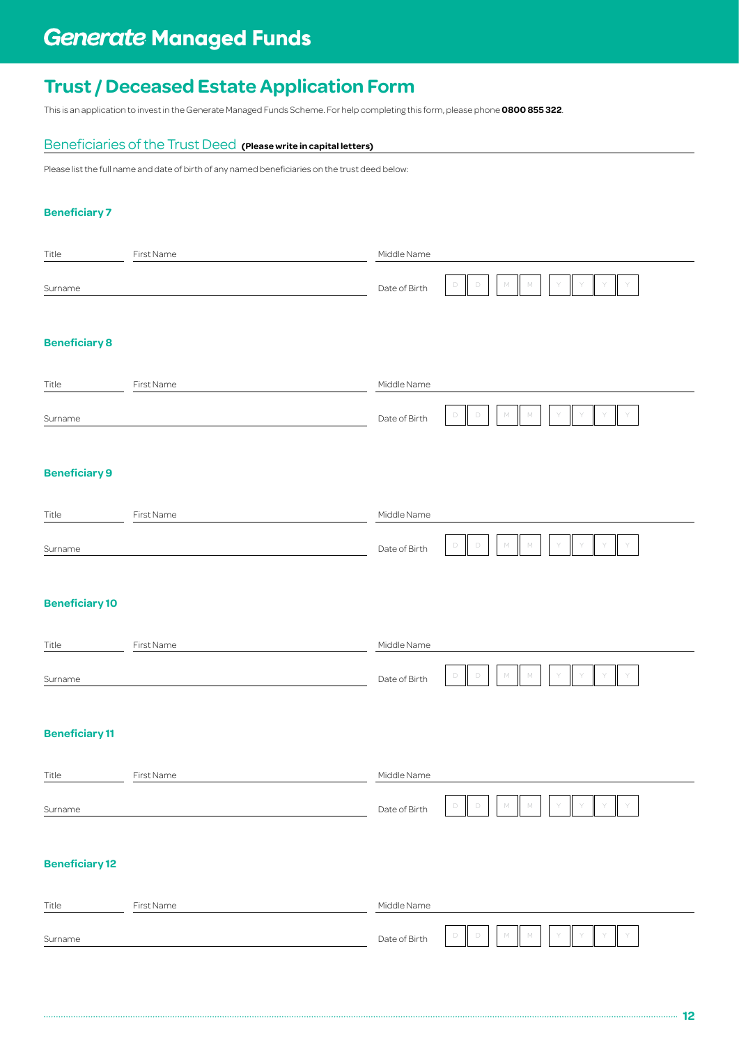# Generate Managed Funds

## Trust / Deceased Estate Application Form

This is an application to invest in the Generate Managed Funds Scheme. For help completing this form, please phone **0800 855 322**.

### Beneficiaries of the Trust Deed **(Please write in capital letters)**

Please list the full name and date of birth of any named beneficiaries on the trust deed below:

**Beneficiary 7**

Title ______ First Name ______ Middle Name ______

Surname ______ Date of Birth D D / M M / Y Y Y Y

**Beneficiary 8**

Title ______ First Name ______ Middle Name ______

Surname ______ Date of Birth D D / M M / Y Y Y Y

**Beneficiary 9**

Title ______ First Name ______ Middle Name ______

Surname ______ Date of Birth D D / M M / Y Y Y Y

**Beneficiary 10**

Title ______ First Name ______ Middle Name ______

Surname ______ Date of Birth D D / M M / Y Y Y Y

**Beneficiary 11**

Title ______ First Name ______ Middle Name ______

Surname ______ Date of Birth D D / M M / Y Y Y Y

**Beneficiary 12**

Title ______ First Name ______ Middle Name ______

Surname ______ Date of Birth D D / M M / Y Y Y Y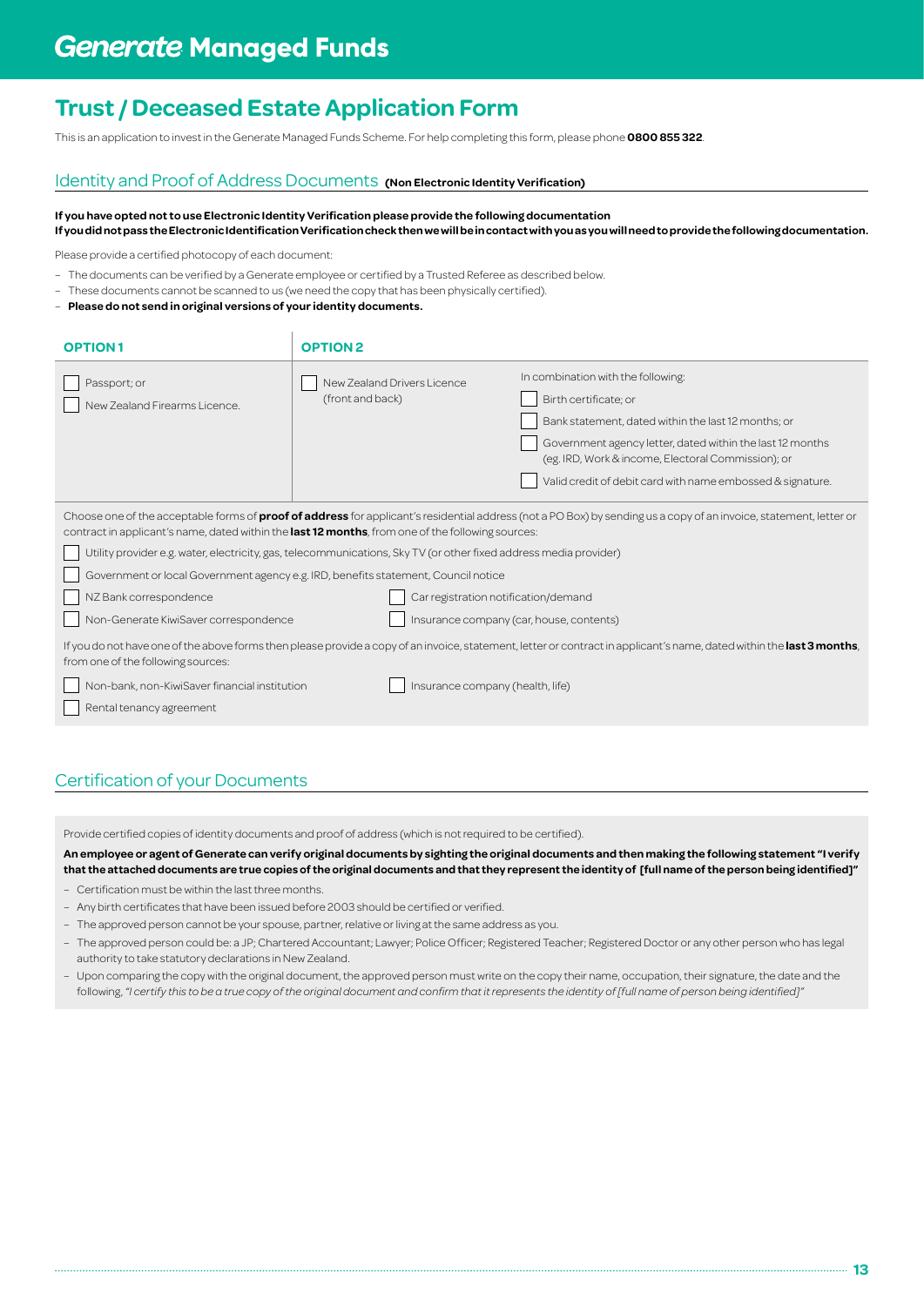# Generate Managed Funds

## Trust / Deceased Estate Application Form

This is an application to invest in the Generate Managed Funds Scheme. For help completing this form, please phone **0800 855 322**.

### Identity and Proof of Address Documents **(Non Electronic Identity Verification)**

**If you have opted not to use Electronic Identity Verification please provide the following documentation**
**If you did not pass the Electronic Identification Verification check then we will be in contact with you as you will need to provide the following documentation.**

Please provide a certified photocopy of each document:

- The documents can be verified by a Generate employee or certified by a Trusted Referee as described below.
- These documents cannot be scanned to us (we need the copy that has been physically certified).
- **Please do not send in original versions of your identity documents.**

| **OPTION 1** | **OPTION 2** | |
|---|---|---|
| ☐ Passport; or<br>☐ New Zealand Firearms Licence. | ☐ New Zealand Drivers Licence (front and back) | In combination with the following:<br>☐ Birth certificate; or<br>☐ Bank statement, dated within the last 12 months; or<br>☐ Government agency letter, dated within the last 12 months (eg. IRD, Work & income, Electoral Commission); or<br>☐ Valid credit of debit card with name embossed & signature. |

Choose one of the acceptable forms of **proof of address** for applicant's residential address (not a PO Box) by sending us a copy of an invoice, statement, letter or contract in applicant's name, dated within the **last 12 months**, from one of the following sources:

- ☐ Utility provider e.g. water, electricity, gas, telecommunications, Sky TV (or other fixed address media provider)
- ☐ Government or local Government agency e.g. IRD, benefits statement, Council notice
- ☐ NZ Bank correspondence
- ☐ Car registration notification/demand
- ☐ Non-Generate KiwiSaver correspondence
- ☐ Insurance company (car, house, contents)

If you do not have one of the above forms then please provide a copy of an invoice, statement, letter or contract in applicant's name, dated within the **last 3 months**, from one of the following sources:

- ☐ Non-bank, non-KiwiSaver financial institution
- ☐ Insurance company (health, life)
- ☐ Rental tenancy agreement

### Certification of your Documents

Provide certified copies of identity documents and proof of address (which is not required to be certified).

**An employee or agent of Generate can verify original documents by sighting the original documents and then making the following statement "I verify that the attached documents are true copies of the original documents and that they represent the identity of [full name of the person being identified]"**

- Certification must be within the last three months.
- Any birth certificates that have been issued before 2003 should be certified or verified.
- The approved person cannot be your spouse, partner, relative or living at the same address as you.
- The approved person could be: a JP; Chartered Accountant; Lawyer; Police Officer; Registered Teacher; Registered Doctor or any other person who has legal authority to take statutory declarations in New Zealand.
- Upon comparing the copy with the original document, the approved person must write on the copy their name, occupation, their signature, the date and the following, *"I certify this to be a true copy of the original document and confirm that it represents the identity of [full name of person being identified]"*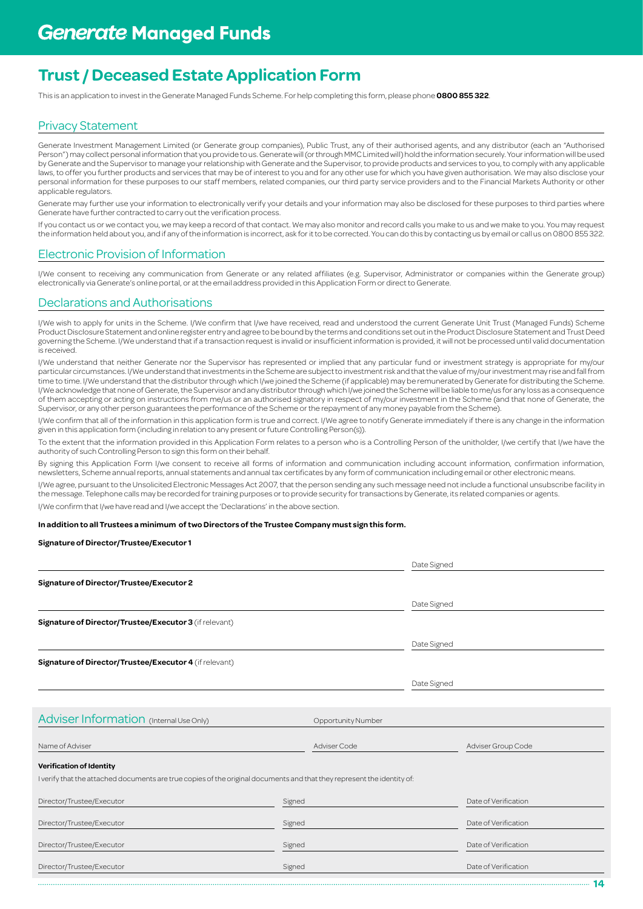# Generate Managed Funds

## Trust / Deceased Estate Application Form

This is an application to invest in the Generate Managed Funds Scheme. For help completing this form, please phone **0800 855 322**.

### Privacy Statement

Generate Investment Management Limited (or Generate group companies), Public Trust, any of their authorised agents, and any distributor (each an "Authorised Person") may collect personal information that you provide to us. Generate will (or through MMC Limited will) hold the information securely. Your information will be used by Generate and the Supervisor to manage your relationship with Generate and the Supervisor, to provide products and services to you, to comply with any applicable laws, to offer you further products and services that may be of interest to you and for any other use for which you have given authorisation. We may also disclose your personal information for these purposes to our staff members, related companies, our third party service providers and to the Financial Markets Authority or other applicable regulators.

Generate may further use your information to electronically verify your details and your information may also be disclosed for these purposes to third parties where Generate have further contracted to carry out the verification process.

If you contact us or we contact you, we may keep a record of that contact. We may also monitor and record calls you make to us and we make to you. You may request the information held about you, and if any of the information is incorrect, ask for it to be corrected. You can do this by contacting us by email or call us on 0800 855 322.

### Electronic Provision of Information

I/We consent to receiving any communication from Generate or any related affiliates (e.g. Supervisor, Administrator or companies within the Generate group) electronically via Generate's online portal, or at the email address provided in this Application Form or direct to Generate.

### Declarations and Authorisations

I/We wish to apply for units in the Scheme. I/We confirm that I/we have received, read and understood the current Generate Unit Trust (Managed Funds) Scheme Product Disclosure Statement and online register entry and agree to be bound by the terms and conditions set out in the Product Disclosure Statement and Trust Deed governing the Scheme. I/We understand that if a transaction request is invalid or insufficient information is provided, it will not be processed until valid documentation is received.

I/We understand that neither Generate nor the Supervisor has represented or implied that any particular fund or investment strategy is appropriate for my/our particular circumstances. I/We understand that investments in the Scheme are subject to investment risk and that the value of my/our investment may rise and fall from time to time. I/We understand that the distributor through which I/we joined the Scheme (if applicable) may be remunerated by Generate for distributing the Scheme. I/We acknowledge that none of Generate, the Supervisor and any distributor through which I/we joined the Scheme will be liable to me/us for any loss as a consequence of them accepting or acting on instructions from me/us or an authorised signatory in respect of my/our investment in the Scheme (and that none of Generate, the Supervisor, or any other person guarantees the performance of the Scheme or the repayment of any money payable from the Scheme).

I/We confirm that all of the information in this application form is true and correct. I/We agree to notify Generate immediately if there is any change in the information given in this application form (including in relation to any present or future Controlling Person(s)).

To the extent that the information provided in this Application Form relates to a person who is a Controlling Person of the unitholder, I/we certify that I/we have the authority of such Controlling Person to sign this form on their behalf.

By signing this Application Form I/we consent to receive all forms of information and communication including account information, confirmation information, newsletters, Scheme annual reports, annual statements and annual tax certificates by any form of communication including email or other electronic means.

I/We agree, pursuant to the Unsolicited Electronic Messages Act 2007, that the person sending any such message need not include a functional unsubscribe facility in the message. Telephone calls may be recorded for training purposes or to provide security for transactions by Generate, its related companies or agents.

I/We confirm that I/we have read and I/we accept the 'Declarations' in the above section.

**In addition to all Trustees a minimum of two Directors of the Trustee Company must sign this form.**

**Signature of Director/Trustee/Executor 1**

______________________________ Date Signed ____________

**Signature of Director/Trustee/Executor 2**

______________________________ Date Signed ____________

**Signature of Director/Trustee/Executor 3** (if relevant)

______________________________ Date Signed ____________

**Signature of Director/Trustee/Executor 4** (if relevant)

______________________________ Date Signed ____________

### Adviser Information (Internal Use Only)

Opportunity Number ____________

| Name of Adviser | Adviser Code | Adviser Group Code |
|---|---|---|
| | | |

**Verification of Identity**

I verify that the attached documents are true copies of the original documents and that they represent the identity of:

| Director/Trustee/Executor | Signed | Date of Verification |
|---|---|---|
| Director/Trustee/Executor | Signed | Date of Verification |
| Director/Trustee/Executor | Signed | Date of Verification |
| Director/Trustee/Executor | Signed | Date of Verification |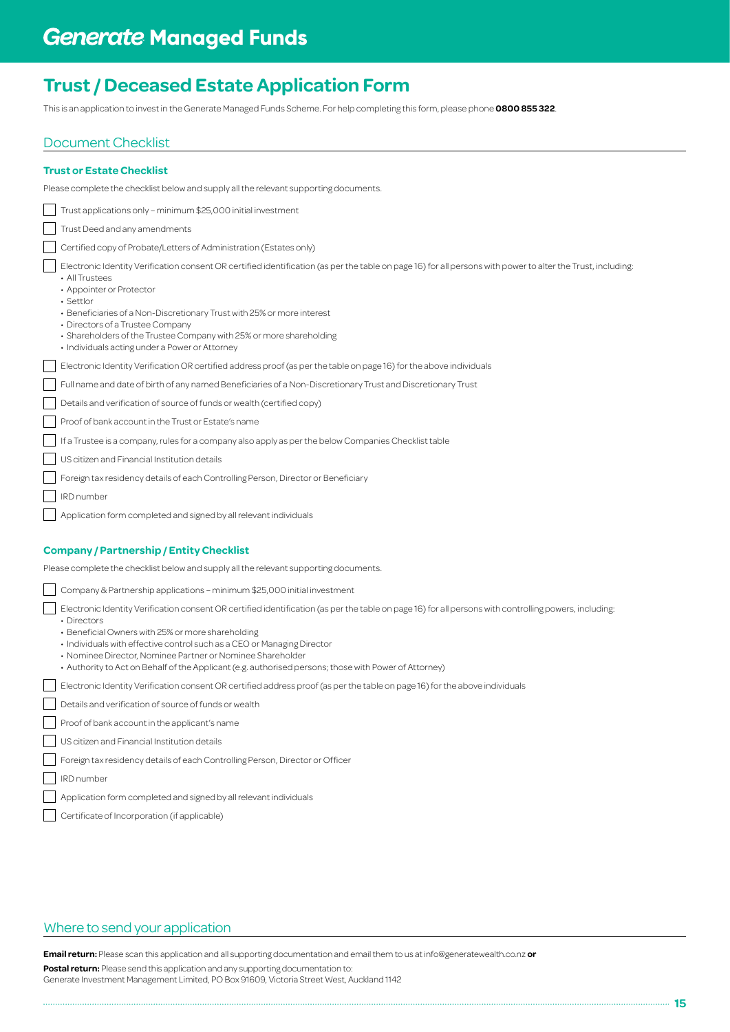# Generate Managed Funds

## Trust / Deceased Estate Application Form

This is an application to invest in the Generate Managed Funds Scheme. For help completing this form, please phone **0800 855 322**.

## Document Checklist

### Trust or Estate Checklist

Please complete the checklist below and supply all the relevant supporting documents.

- [ ] Trust applications only – minimum $25,000 initial investment
- [ ] Trust Deed and any amendments
- [ ] Certified copy of Probate/Letters of Administration (Estates only)
- [ ] Electronic Identity Verification consent OR certified identification (as per the table on page 16) for all persons with power to alter the Trust, including:
  - All Trustees
  - Appointer or Protector
  - Settlor
  - Beneficiaries of a Non-Discretionary Trust with 25% or more interest
  - Directors of a Trustee Company
  - Shareholders of the Trustee Company with 25% or more shareholding
  - Individuals acting under a Power or Attorney
- [ ] Electronic Identity Verification OR certified address proof (as per the table on page 16) for the above individuals
- [ ] Full name and date of birth of any named Beneficiaries of a Non-Discretionary Trust and Discretionary Trust
- [ ] Details and verification of source of funds or wealth (certified copy)
- [ ] Proof of bank account in the Trust or Estate's name
- [ ] If a Trustee is a company, rules for a company also apply as per the below Companies Checklist table
- [ ] US citizen and Financial Institution details
- [ ] Foreign tax residency details of each Controlling Person, Director or Beneficiary
- [ ] IRD number
- [ ] Application form completed and signed by all relevant individuals

### Company / Partnership / Entity Checklist

Please complete the checklist below and supply all the relevant supporting documents.

- [ ] Company & Partnership applications – minimum $25,000 initial investment
- [ ] Electronic Identity Verification consent OR certified identification (as per the table on page 16) for all persons with controlling powers, including:
  - Directors
  - Beneficial Owners with 25% or more shareholding
  - Individuals with effective control such as a CEO or Managing Director
  - Nominee Director, Nominee Partner or Nominee Shareholder
  - Authority to Act on Behalf of the Applicant (e.g. authorised persons; those with Power of Attorney)
- [ ] Electronic Identity Verification consent OR certified address proof (as per the table on page 16) for the above individuals
- [ ] Details and verification of source of funds or wealth
- [ ] Proof of bank account in the applicant's name
- [ ] US citizen and Financial Institution details
- [ ] Foreign tax residency details of each Controlling Person, Director or Officer
- [ ] IRD number
- [ ] Application form completed and signed by all relevant individuals
- [ ] Certificate of Incorporation (if applicable)

## Where to send your application

**Email return:** Please scan this application and all supporting documentation and email them to us at info@generatewealth.co.nz **or**

**Postal return:** Please send this application and any supporting documentation to:
Generate Investment Management Limited, PO Box 91609, Victoria Street West, Auckland 1142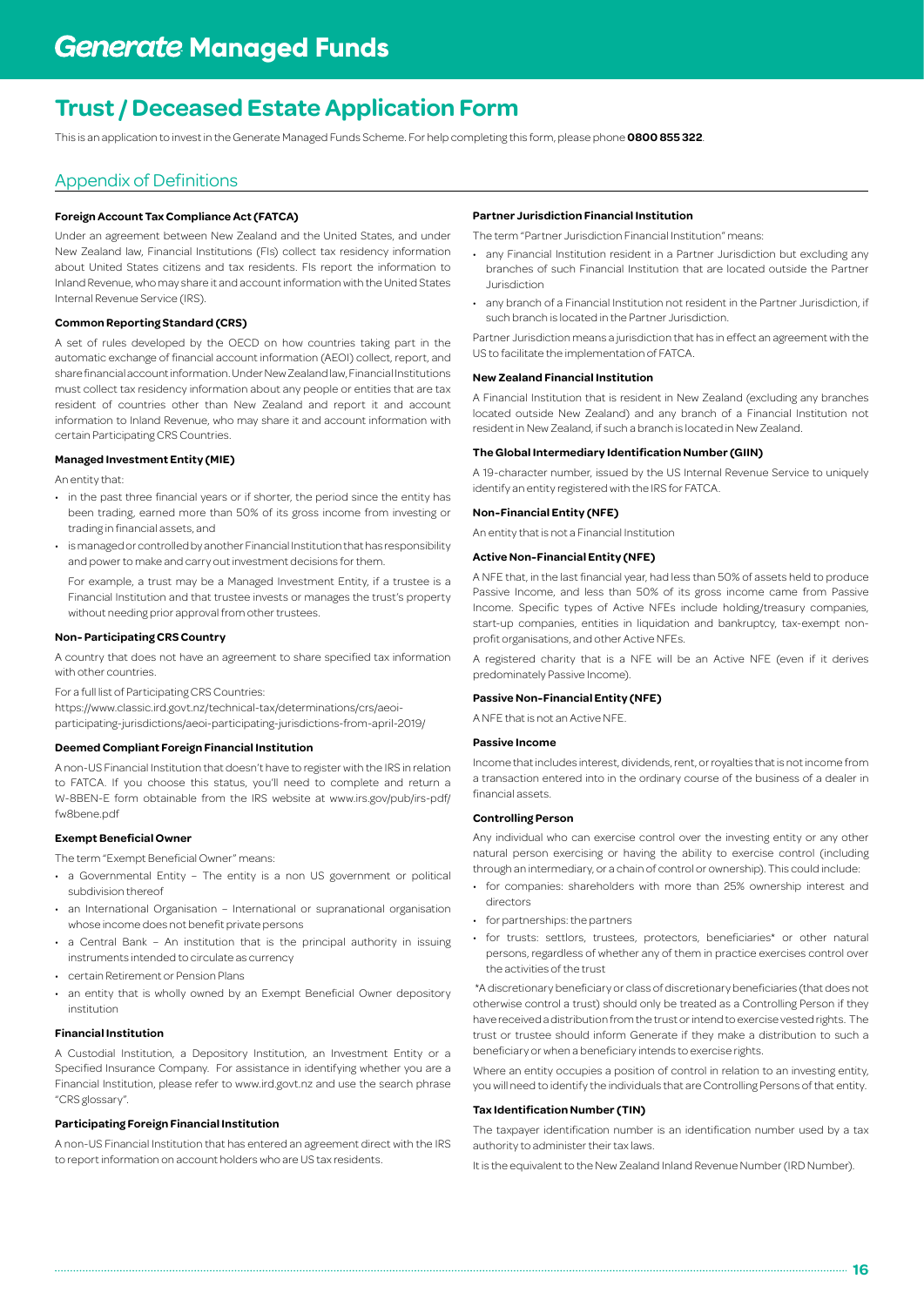# Generate Managed Funds

## Trust / Deceased Estate Application Form

This is an application to invest in the Generate Managed Funds Scheme. For help completing this form, please phone **0800 855 322**.

## Appendix of Definitions

### Foreign Account Tax Compliance Act (FATCA)

Under an agreement between New Zealand and the United States, and under New Zealand law, Financial Institutions (FIs) collect tax residency information about United States citizens and tax residents. FIs report the information to Inland Revenue, who may share it and account information with the United States Internal Revenue Service (IRS).

### Common Reporting Standard (CRS)

A set of rules developed by the OECD on how countries taking part in the automatic exchange of financial account information (AEOI) collect, report, and share financial account information. Under New Zealand law, Financial Institutions must collect tax residency information about any people or entities that are tax resident of countries other than New Zealand and report it and account information to Inland Revenue, who may share it and account information with certain Participating CRS Countries.

### Managed Investment Entity (MIE)

An entity that:

- in the past three financial years or if shorter, the period since the entity has been trading, earned more than 50% of its gross income from investing or trading in financial assets, and
- is managed or controlled by another Financial Institution that has responsibility and power to make and carry out investment decisions for them.

  For example, a trust may be a Managed Investment Entity, if a trustee is a Financial Institution and that trustee invests or manages the trust's property without needing prior approval from other trustees.

### Non- Participating CRS Country

A country that does not have an agreement to share specified tax information with other countries.

For a full list of Participating CRS Countries:
https://www.classic.ird.govt.nz/technical-tax/determinations/crs/aeoi-participating-jurisdictions/aeoi-participating-jurisdictions-from-april-2019/

### Deemed Compliant Foreign Financial Institution

A non-US Financial Institution that doesn't have to register with the IRS in relation to FATCA. If you choose this status, you'll need to complete and return a W-8BEN-E form obtainable from the IRS website at www.irs.gov/pub/irs-pdf/fw8bene.pdf

### Exempt Beneficial Owner

The term "Exempt Beneficial Owner" means:

- a Governmental Entity – The entity is a non US government or political subdivision thereof
- an International Organisation – International or supranational organisation whose income does not benefit private persons
- a Central Bank – An institution that is the principal authority in issuing instruments intended to circulate as currency
- certain Retirement or Pension Plans
- an entity that is wholly owned by an Exempt Beneficial Owner depository institution

### Financial Institution

A Custodial Institution, a Depository Institution, an Investment Entity or a Specified Insurance Company. For assistance in identifying whether you are a Financial Institution, please refer to www.ird.govt.nz and use the search phrase "CRS glossary".

### Participating Foreign Financial Institution

A non-US Financial Institution that has entered an agreement direct with the IRS to report information on account holders who are US tax residents.

### Partner Jurisdiction Financial Institution

The term "Partner Jurisdiction Financial Institution" means:

- any Financial Institution resident in a Partner Jurisdiction but excluding any branches of such Financial Institution that are located outside the Partner Jurisdiction
- any branch of a Financial Institution not resident in the Partner Jurisdiction, if such branch is located in the Partner Jurisdiction.

Partner Jurisdiction means a jurisdiction that has in effect an agreement with the US to facilitate the implementation of FATCA.

### New Zealand Financial Institution

A Financial Institution that is resident in New Zealand (excluding any branches located outside New Zealand) and any branch of a Financial Institution not resident in New Zealand, if such a branch is located in New Zealand.

### The Global Intermediary Identification Number (GIIN)

A 19-character number, issued by the US Internal Revenue Service to uniquely identify an entity registered with the IRS for FATCA.

### Non-Financial Entity (NFE)

An entity that is not a Financial Institution

### Active Non-Financial Entity (NFE)

A NFE that, in the last financial year, had less than 50% of assets held to produce Passive Income, and less than 50% of its gross income came from Passive Income. Specific types of Active NFEs include holding/treasury companies, start-up companies, entities in liquidation and bankruptcy, tax-exempt non-profit organisations, and other Active NFEs.

A registered charity that is a NFE will be an Active NFE (even if it derives predominately Passive Income).

### Passive Non-Financial Entity (NFE)

A NFE that is not an Active NFE.

### Passive Income

Income that includes interest, dividends, rent, or royalties that is not income from a transaction entered into in the ordinary course of the business of a dealer in financial assets.

### Controlling Person

Any individual who can exercise control over the investing entity or any other natural person exercising or having the ability to exercise control (including through an intermediary, or a chain of control or ownership). This could include:

- for companies: shareholders with more than 25% ownership interest and directors
- for partnerships: the partners
- for trusts: settlors, trustees, protectors, beneficiaries* or other natural persons, regardless of whether any of them in practice exercises control over the activities of the trust

*A discretionary beneficiary or class of discretionary beneficiaries (that does not otherwise control a trust) should only be treated as a Controlling Person if they have received a distribution from the trust or intend to exercise vested rights. The trust or trustee should inform Generate if they make a distribution to such a beneficiary or when a beneficiary intends to exercise rights.

Where an entity occupies a position of control in relation to an investing entity, you will need to identify the individuals that are Controlling Persons of that entity.

### Tax Identification Number (TIN)

The taxpayer identification number is an identification number used by a tax authority to administer their tax laws.

It is the equivalent to the New Zealand Inland Revenue Number (IRD Number).